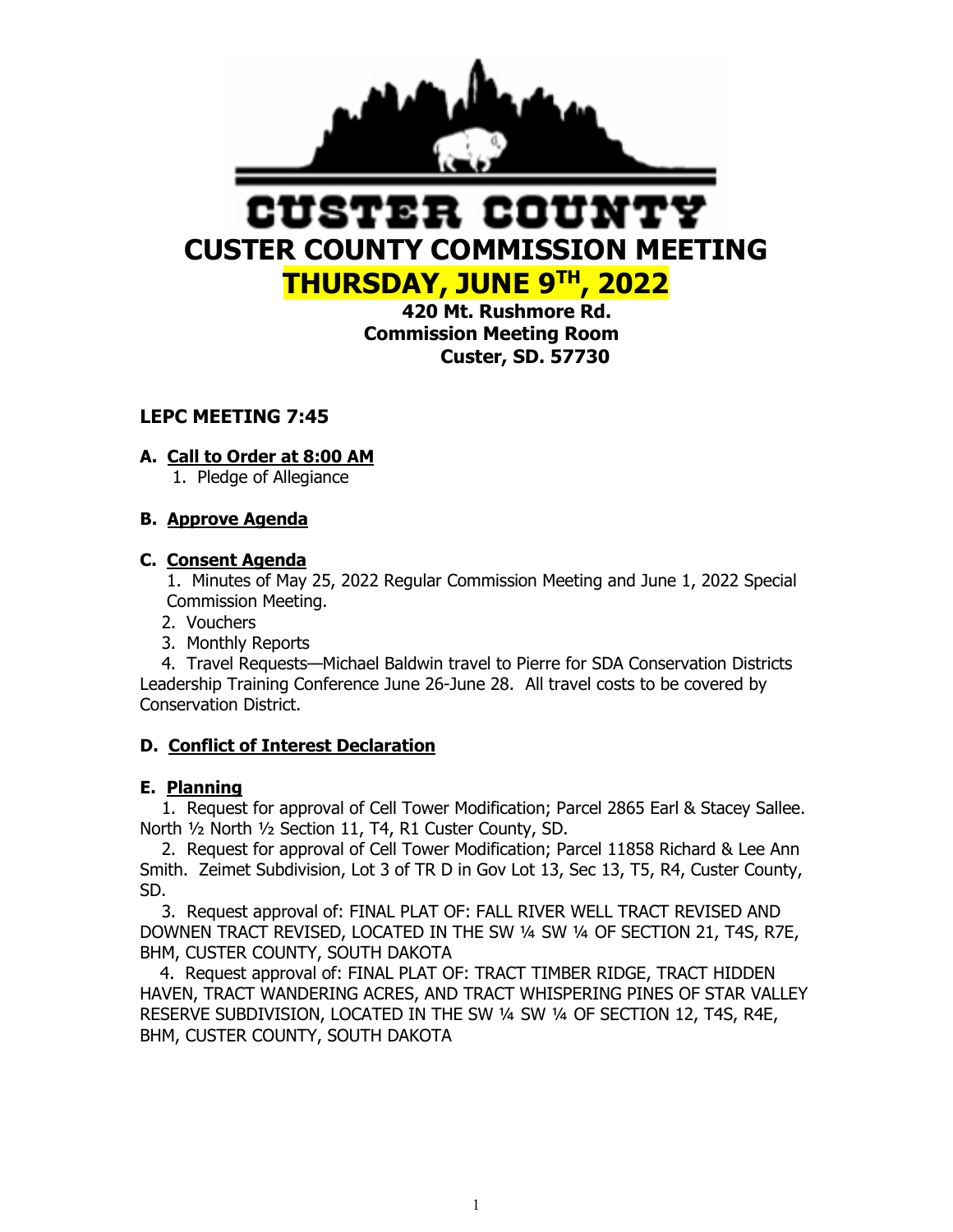# CUSTER COUNTY

# CUSTER COUNTY COMMISSION MEETING

## THURSDAY, JUNE 9TH, 2022

**420 Mt. Rushmore Rd.**
**Commission Meeting Room**
**Custer, SD. 57730**

### LEPC MEETING 7:45

**A. Call to Order at 8:00 AM**

1. Pledge of Allegiance

**B. Approve Agenda**

**C. Consent Agenda**

1. Minutes of May 25, 2022 Regular Commission Meeting and June 1, 2022 Special Commission Meeting.
2. Vouchers
3. Monthly Reports
4. Travel Requests—Michael Baldwin travel to Pierre for SDA Conservation Districts Leadership Training Conference June 26-June 28. All travel costs to be covered by Conservation District.

**D. Conflict of Interest Declaration**

**E. Planning**

1. Request for approval of Cell Tower Modification; Parcel 2865 Earl & Stacey Sallee. North ½ North ½ Section 11, T4, R1 Custer County, SD.
2. Request for approval of Cell Tower Modification; Parcel 11858 Richard & Lee Ann Smith. Zeimet Subdivision, Lot 3 of TR D in Gov Lot 13, Sec 13, T5, R4, Custer County, SD.
3. Request approval of: FINAL PLAT OF: FALL RIVER WELL TRACT REVISED AND DOWNEN TRACT REVISED, LOCATED IN THE SW ¼ SW ¼ OF SECTION 21, T4S, R7E, BHM, CUSTER COUNTY, SOUTH DAKOTA
4. Request approval of: FINAL PLAT OF: TRACT TIMBER RIDGE, TRACT HIDDEN HAVEN, TRACT WANDERING ACRES, AND TRACT WHISPERING PINES OF STAR VALLEY RESERVE SUBDIVISION, LOCATED IN THE SW ¼ SW ¼ OF SECTION 12, T4S, R4E, BHM, CUSTER COUNTY, SOUTH DAKOTA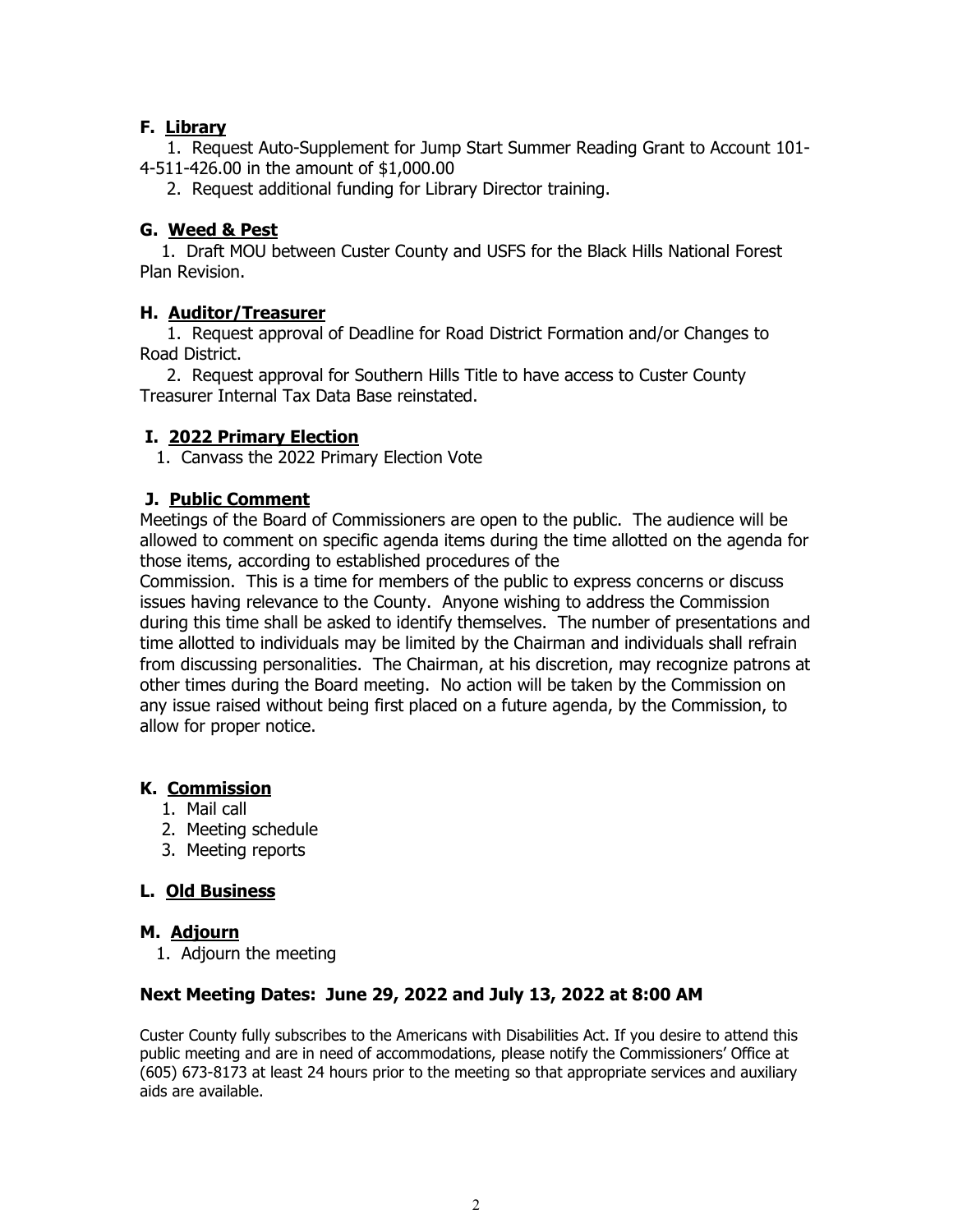### F. Library

1. Request Auto-Supplement for Jump Start Summer Reading Grant to Account 101-4-511-426.00 in the amount of $1,000.00
2. Request additional funding for Library Director training.

### G. Weed & Pest

1. Draft MOU between Custer County and USFS for the Black Hills National Forest Plan Revision.

### H. Auditor/Treasurer

1. Request approval of Deadline for Road District Formation and/or Changes to Road District.
2. Request approval for Southern Hills Title to have access to Custer County Treasurer Internal Tax Data Base reinstated.

### I. 2022 Primary Election

1. Canvass the 2022 Primary Election Vote

### J. Public Comment

Meetings of the Board of Commissioners are open to the public. The audience will be allowed to comment on specific agenda items during the time allotted on the agenda for those items, according to established procedures of the Commission. This is a time for members of the public to express concerns or discuss issues having relevance to the County. Anyone wishing to address the Commission during this time shall be asked to identify themselves. The number of presentations and time allotted to individuals may be limited by the Chairman and individuals shall refrain from discussing personalities. The Chairman, at his discretion, may recognize patrons at other times during the Board meeting. No action will be taken by the Commission on any issue raised without being first placed on a future agenda, by the Commission, to allow for proper notice.

### K. Commission

1. Mail call
2. Meeting schedule
3. Meeting reports

### L. Old Business

### M. Adjourn

1. Adjourn the meeting

**Next Meeting Dates: June 29, 2022 and July 13, 2022 at 8:00 AM**

Custer County fully subscribes to the Americans with Disabilities Act. If you desire to attend this public meeting and are in need of accommodations, please notify the Commissioners' Office at (605) 673-8173 at least 24 hours prior to the meeting so that appropriate services and auxiliary aids are available.